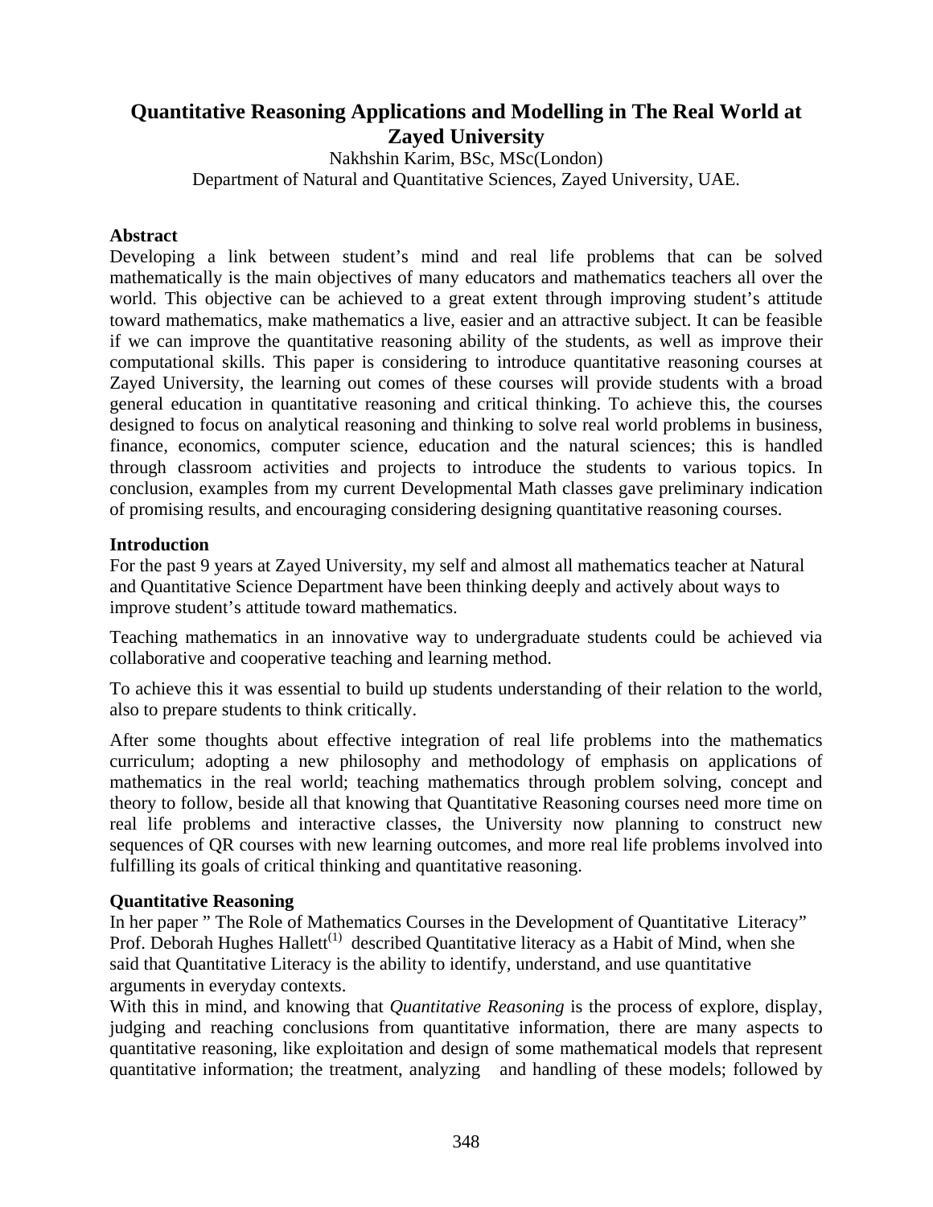# Quantitative Reasoning Applications and Modelling in The Real World at Zayed University

Nakhshin Karim, BSc, MSc(London)
Department of Natural and Quantitative Sciences, Zayed University, UAE.

**Abstract**

Developing a link between student's mind and real life problems that can be solved mathematically is the main objectives of many educators and mathematics teachers all over the world. This objective can be achieved to a great extent through improving student's attitude toward mathematics, make mathematics a live, easier and an attractive subject. It can be feasible if we can improve the quantitative reasoning ability of the students, as well as improve their computational skills. This paper is considering to introduce quantitative reasoning courses at Zayed University, the learning out comes of these courses will provide students with a broad general education in quantitative reasoning and critical thinking. To achieve this, the courses designed to focus on analytical reasoning and thinking to solve real world problems in business, finance, economics, computer science, education and the natural sciences; this is handled through classroom activities and projects to introduce the students to various topics. In conclusion, examples from my current Developmental Math classes gave preliminary indication of promising results, and encouraging considering designing quantitative reasoning courses.

**Introduction**

For the past 9 years at Zayed University, my self and almost all mathematics teacher at Natural and Quantitative Science Department have been thinking deeply and actively about ways to improve student's attitude toward mathematics.

Teaching mathematics in an innovative way to undergraduate students could be achieved via collaborative and cooperative teaching and learning method.

To achieve this it was essential to build up students understanding of their relation to the world, also to prepare students to think critically.

After some thoughts about effective integration of real life problems into the mathematics curriculum; adopting a new philosophy and methodology of emphasis on applications of mathematics in the real world; teaching mathematics through problem solving, concept and theory to follow, beside all that knowing that Quantitative Reasoning courses need more time on real life problems and interactive classes, the University now planning to construct new sequences of QR courses with new learning outcomes, and more real life problems involved into fulfilling its goals of critical thinking and quantitative reasoning.

**Quantitative Reasoning**

In her paper " The Role of Mathematics Courses in the Development of Quantitative Literacy" Prof. Deborah Hughes Hallett[(1)] described Quantitative literacy as a Habit of Mind, when she said that Quantitative Literacy is the ability to identify, understand, and use quantitative arguments in everyday contexts.

With this in mind, and knowing that *Quantitative Reasoning* is the process of explore, display, judging and reaching conclusions from quantitative information, there are many aspects to quantitative reasoning, like exploitation and design of some mathematical models that represent quantitative information; the treatment, analyzing and handling of these models; followed by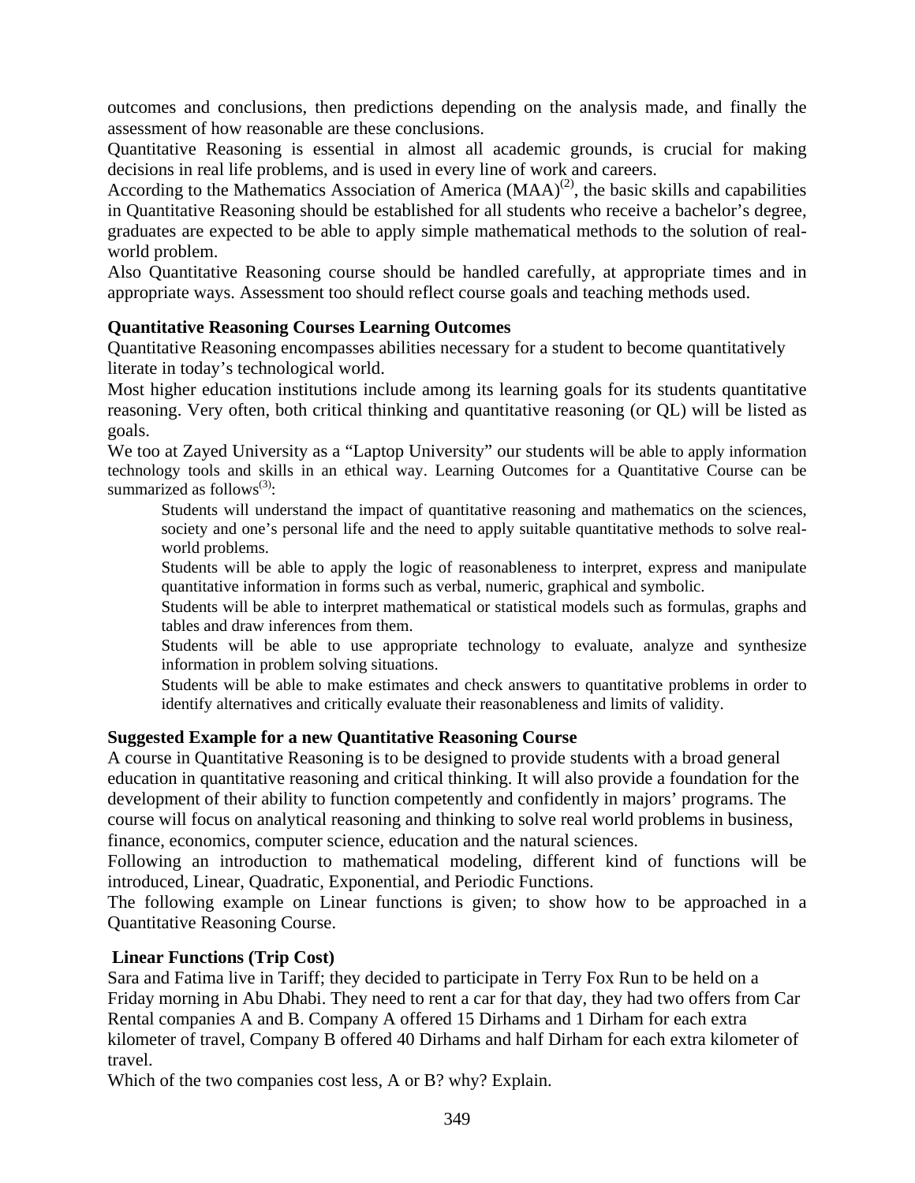outcomes and conclusions, then predictions depending on the analysis made, and finally the assessment of how reasonable are these conclusions.

Quantitative Reasoning is essential in almost all academic grounds, is crucial for making decisions in real life problems, and is used in every line of work and careers.

According to the Mathematics Association of America (MAA)[2], the basic skills and capabilities in Quantitative Reasoning should be established for all students who receive a bachelor's degree, graduates are expected to be able to apply simple mathematical methods to the solution of real-world problem.

Also Quantitative Reasoning course should be handled carefully, at appropriate times and in appropriate ways. Assessment too should reflect course goals and teaching methods used.

**Quantitative Reasoning Courses Learning Outcomes**

Quantitative Reasoning encompasses abilities necessary for a student to become quantitatively literate in today's technological world.

Most higher education institutions include among its learning goals for its students quantitative reasoning. Very often, both critical thinking and quantitative reasoning (or QL) will be listed as goals.

We too at Zayed University as a "Laptop University" our students will be able to apply information technology tools and skills in an ethical way. Learning Outcomes for a Quantitative Course can be summarized as follows[3]:

- Students will understand the impact of quantitative reasoning and mathematics on the sciences, society and one's personal life and the need to apply suitable quantitative methods to solve real-world problems.
- Students will be able to apply the logic of reasonableness to interpret, express and manipulate quantitative information in forms such as verbal, numeric, graphical and symbolic.
- Students will be able to interpret mathematical or statistical models such as formulas, graphs and tables and draw inferences from them.
- Students will be able to use appropriate technology to evaluate, analyze and synthesize information in problem solving situations.
- Students will be able to make estimates and check answers to quantitative problems in order to identify alternatives and critically evaluate their reasonableness and limits of validity.

**Suggested Example for a new Quantitative Reasoning Course**

A course in Quantitative Reasoning is to be designed to provide students with a broad general education in quantitative reasoning and critical thinking. It will also provide a foundation for the development of their ability to function competently and confidently in majors' programs. The course will focus on analytical reasoning and thinking to solve real world problems in business, finance, economics, computer science, education and the natural sciences.

Following an introduction to mathematical modeling, different kind of functions will be introduced, Linear, Quadratic, Exponential, and Periodic Functions.

The following example on Linear functions is given; to show how to be approached in a Quantitative Reasoning Course.

**Linear Functions (Trip Cost)**

Sara and Fatima live in Tariff; they decided to participate in Terry Fox Run to be held on a Friday morning in Abu Dhabi. They need to rent a car for that day, they had two offers from Car Rental companies A and B. Company A offered 15 Dirhams and 1 Dirham for each extra kilometer of travel, Company B offered 40 Dirhams and half Dirham for each extra kilometer of travel.

Which of the two companies cost less, A or B? why? Explain.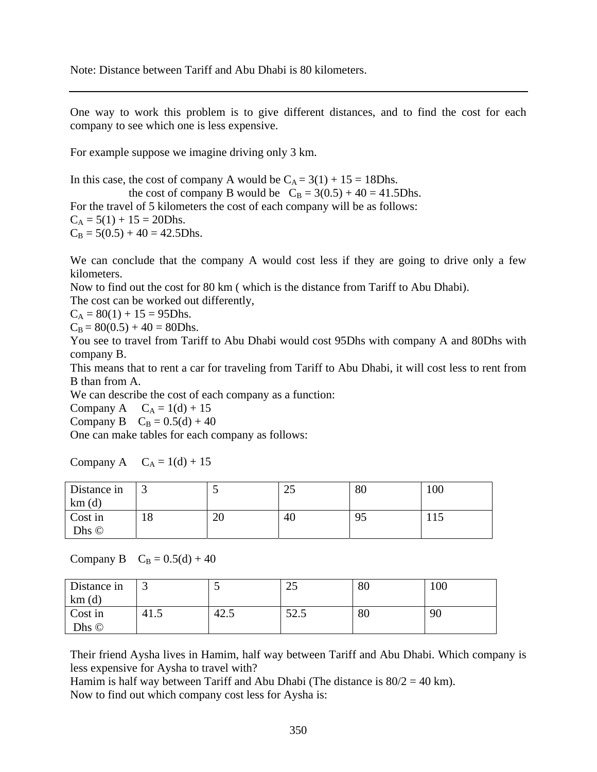Note: Distance between Tariff and Abu Dhabi is 80 kilometers.

---

One way to work this problem is to give different distances, and to find the cost for each company to see which one is less expensive.

For example suppose we imagine driving only 3 km.

In this case, the cost of company A would be $C_A = 3(1) + 15 = 18$Dhs.
the cost of company B would be $C_B = 3(0.5) + 40 = 41.5$Dhs.
For the travel of 5 kilometers the cost of each company will be as follows:
$C_A = 5(1) + 15 = 20$Dhs.
$C_B = 5(0.5) + 40 = 42.5$Dhs.

We can conclude that the company A would cost less if they are going to drive only a few kilometers.
Now to find out the cost for 80 km ( which is the distance from Tariff to Abu Dhabi).
The cost can be worked out differently,
$C_A = 80(1) + 15 = 95$Dhs.
$C_B = 80(0.5) + 40 = 80$Dhs.
You see to travel from Tariff to Abu Dhabi would cost 95Dhs with company A and 80Dhs with company B.
This means that to rent a car for traveling from Tariff to Abu Dhabi, it will cost less to rent from B than from A.
We can describe the cost of each company as a function:
Company A $C_A = 1(d) + 15$
Company B $C_B = 0.5(d) + 40$
One can make tables for each company as follows:

Company A $C_A = 1(d) + 15$

| Distance in km (d) | 3 | 5 | 25 | 80 | 100 |
|---|---|---|---|---|---|
| Cost in Dhs © | 18 | 20 | 40 | 95 | 115 |

Company B $C_B = 0.5(d) + 40$

| Distance in km (d) | 3 | 5 | 25 | 80 | 100 |
|---|---|---|---|---|---|
| Cost in Dhs © | 41.5 | 42.5 | 52.5 | 80 | 90 |

Their friend Aysha lives in Hamim, half way between Tariff and Abu Dhabi. Which company is less expensive for Aysha to travel with?
Hamim is half way between Tariff and Abu Dhabi (The distance is 80/2 = 40 km).
Now to find out which company cost less for Aysha is: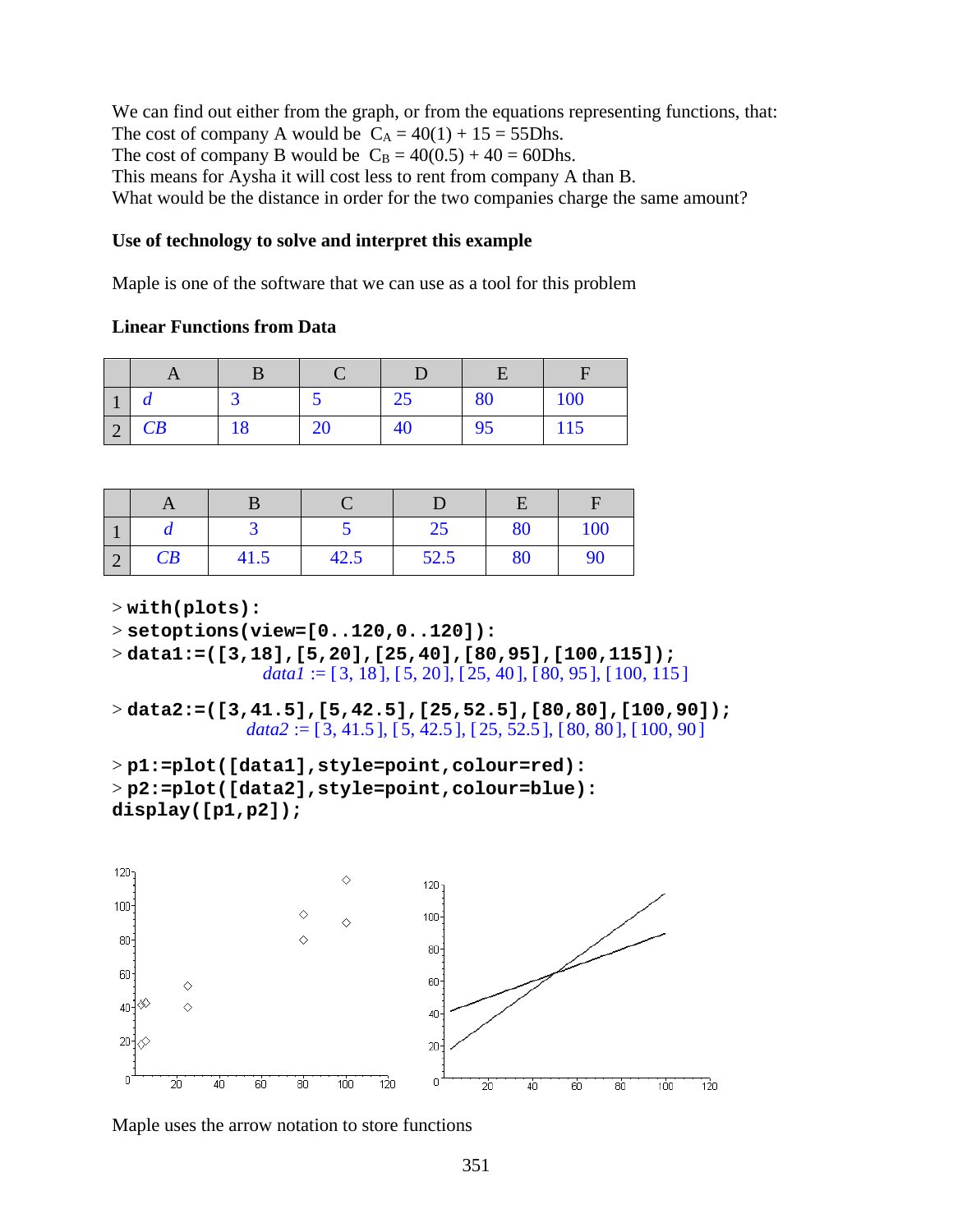We can find out either from the graph, or from the equations representing functions, that:
The cost of company A would be $C_A = 40(1) + 15 = 55$Dhs.
The cost of company B would be $C_B = 40(0.5) + 40 = 60$Dhs.
This means for Aysha it will cost less to rent from company A than B.
What would be the distance in order for the two companies charge the same amount?

**Use of technology to solve and interpret this example**

Maple is one of the software that we can use as a tool for this problem

**Linear Functions from Data**

| | A | B | C | D | E | F |
|---|---|---|---|---|---|---|
| 1 | *d* | 3 | 5 | 25 | 80 | 100 |
| 2 | *CB* | 18 | 20 | 40 | 95 | 115 |

| | A | B | C | D | E | F |
|---|---|---|---|---|---|---|
| 1 | *d* | 3 | 5 | 25 | 80 | 100 |
| 2 | *CB* | 41.5 | 42.5 | 52.5 | 80 | 90 |

```
> with(plots):
> setoptions(view=[0..120,0..120]):
> data1:=([3,18],[5,20],[25,40],[80,95],[100,115]);
                data1 := [3, 18], [5, 20], [25, 40], [80, 95], [100, 115]
> data2:=([3,41.5],[5,42.5],[25,52.5],[80,80],[100,90]);
                data2 := [3, 41.5], [5, 42.5], [25, 52.5], [80, 80], [100, 90]
> p1:=plot([data1],style=point,colour=red):
> p2:=plot([data2],style=point,colour=blue):
display([p1,p2]);
```

Maple uses the arrow notation to store functions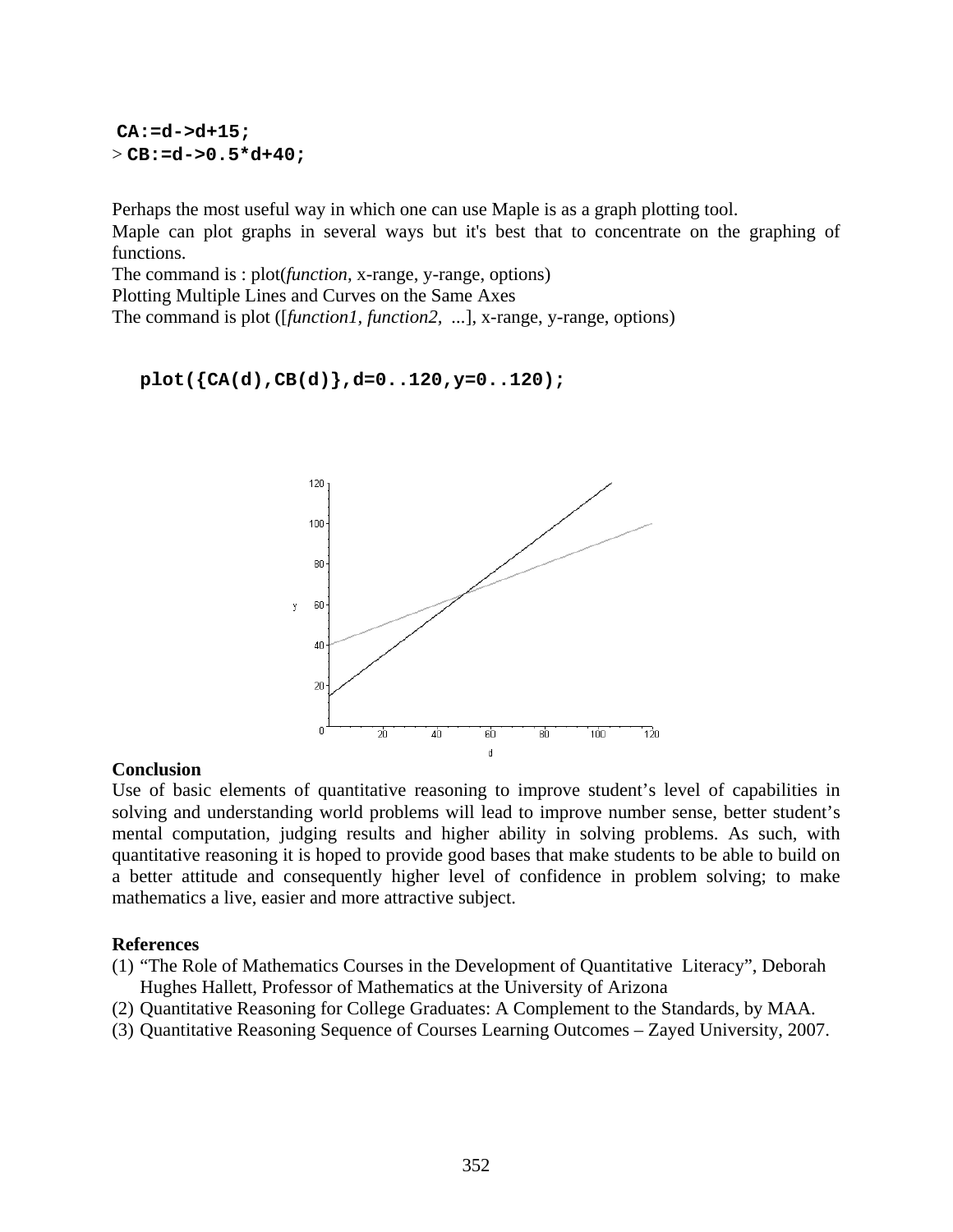```
CA:=d->d+15;
> CB:=d->0.5*d+40;
```

Perhaps the most useful way in which one can use Maple is as a graph plotting tool.
Maple can plot graphs in several ways but it's best that to concentrate on the graphing of functions.
The command is : plot(*function*, x-range, y-range, options)
Plotting Multiple Lines and Curves on the Same Axes
The command is plot ([*function1, function2, ...*], x-range, y-range, options)

```
plot({CA(d),CB(d)},d=0..120,y=0..120);
```

120
100
80
y 60
40
20
0
20 40 60 80 100 120
d

**Conclusion**

Use of basic elements of quantitative reasoning to improve student's level of capabilities in solving and understanding world problems will lead to improve number sense, better student's mental computation, judging results and higher ability in solving problems. As such, with quantitative reasoning it is hoped to provide good bases that make students to be able to build on a better attitude and consequently higher level of confidence in problem solving; to make mathematics a live, easier and more attractive subject.

**References**

(1) "The Role of Mathematics Courses in the Development of Quantitative Literacy", Deborah Hughes Hallett, Professor of Mathematics at the University of Arizona
(2) Quantitative Reasoning for College Graduates: A Complement to the Standards, by MAA.
(3) Quantitative Reasoning Sequence of Courses Learning Outcomes – Zayed University, 2007.